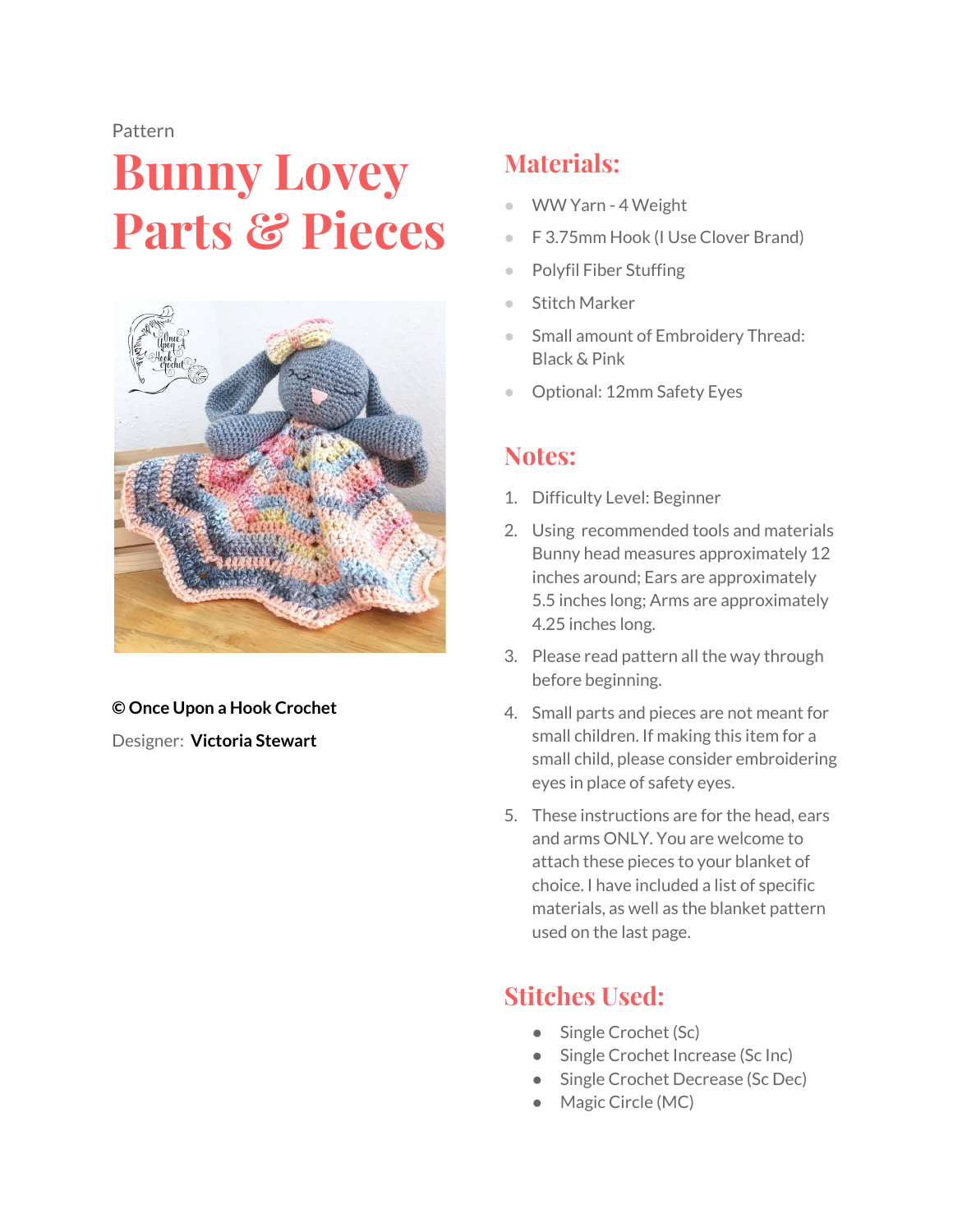Pattern

# Bunny Lovey Parts & Pieces

**© Once Upon a Hook Crochet**

Designer: **Victoria Stewart**

## Materials:

- WW Yarn - 4 Weight
- F 3.75mm Hook (I Use Clover Brand)
- Polyfil Fiber Stuffing
- Stitch Marker
- Small amount of Embroidery Thread: Black & Pink
- Optional: 12mm Safety Eyes

## Notes:

1. Difficulty Level: Beginner
2. Using recommended tools and materials Bunny head measures approximately 12 inches around; Ears are approximately 5.5 inches long; Arms are approximately 4.25 inches long.
3. Please read pattern all the way through before beginning.
4. Small parts and pieces are not meant for small children. If making this item for a small child, please consider embroidering eyes in place of safety eyes.
5. These instructions are for the head, ears and arms ONLY. You are welcome to attach these pieces to your blanket of choice. I have included a list of specific materials, as well as the blanket pattern used on the last page.

## Stitches Used:

- Single Crochet (Sc)
- Single Crochet Increase (Sc Inc)
- Single Crochet Decrease (Sc Dec)
- Magic Circle (MC)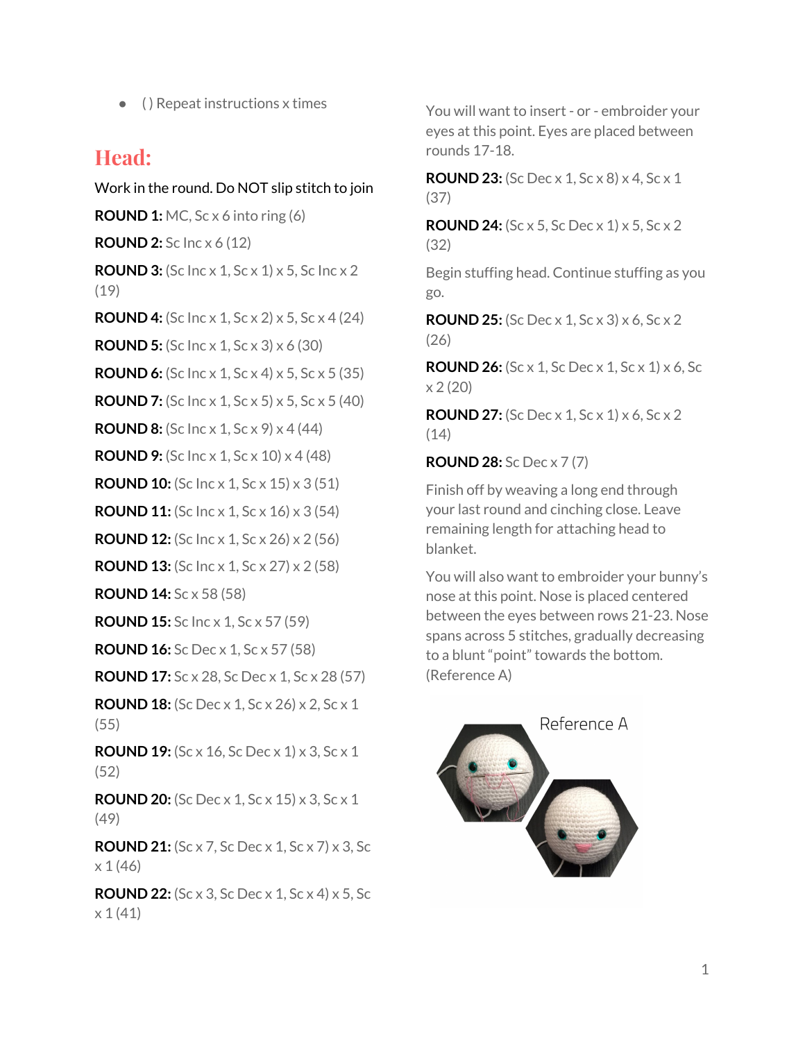- ( ) Repeat instructions x times

## Head:

Work in the round. Do NOT slip stitch to join

**ROUND 1:** MC, Sc x 6 into ring (6)

**ROUND 2:** Sc Inc x 6 (12)

**ROUND 3:** (Sc Inc x 1, Sc x 1) x 5, Sc Inc x 2 (19)

**ROUND 4:** (Sc Inc x 1, Sc x 2) x 5, Sc x 4 (24)

**ROUND 5:** (Sc Inc x 1, Sc x 3) x 6 (30)

**ROUND 6:** (Sc Inc x 1, Sc x 4) x 5, Sc x 5 (35)

**ROUND 7:** (Sc Inc x 1, Sc x 5) x 5, Sc x 5 (40)

**ROUND 8:** (Sc Inc x 1, Sc x 9) x 4 (44)

**ROUND 9:** (Sc Inc x 1, Sc x 10) x 4 (48)

**ROUND 10:** (Sc Inc x 1, Sc x 15) x 3 (51)

**ROUND 11:** (Sc Inc x 1, Sc x 16) x 3 (54)

**ROUND 12:** (Sc Inc x 1, Sc x 26) x 2 (56)

**ROUND 13:** (Sc Inc x 1, Sc x 27) x 2 (58)

**ROUND 14:** Sc x 58 (58)

**ROUND 15:** Sc Inc x 1, Sc x 57 (59)

**ROUND 16:** Sc Dec x 1, Sc x 57 (58)

**ROUND 17:** Sc x 28, Sc Dec x 1, Sc x 28 (57)

**ROUND 18:** (Sc Dec x 1, Sc x 26) x 2, Sc x 1 (55)

**ROUND 19:** (Sc x 16, Sc Dec x 1) x 3, Sc x 1 (52)

**ROUND 20:** (Sc Dec x 1, Sc x 15) x 3, Sc x 1 (49)

**ROUND 21:** (Sc x 7, Sc Dec x 1, Sc x 7) x 3, Sc x 1 (46)

**ROUND 22:** (Sc x 3, Sc Dec x 1, Sc x 4) x 5, Sc x 1 (41)

You will want to insert - or - embroider your eyes at this point. Eyes are placed between rounds 17-18.

**ROUND 23:** (Sc Dec x 1, Sc x 8) x 4, Sc x 1 (37)

**ROUND 24:** (Sc x 5, Sc Dec x 1) x 5, Sc x 2 (32)

Begin stuffing head. Continue stuffing as you go.

**ROUND 25:** (Sc Dec x 1, Sc x 3) x 6, Sc x 2 (26)

**ROUND 26:** (Sc x 1, Sc Dec x 1, Sc x 1) x 6, Sc x 2 (20)

**ROUND 27:** (Sc Dec x 1, Sc x 1) x 6, Sc x 2 (14)

**ROUND 28:** Sc Dec x 7 (7)

Finish off by weaving a long end through your last round and cinching close. Leave remaining length for attaching head to blanket.

You will also want to embroider your bunny's nose at this point. Nose is placed centered between the eyes between rows 21-23. Nose spans across 5 stitches, gradually decreasing to a blunt "point" towards the bottom. (Reference A)

Reference A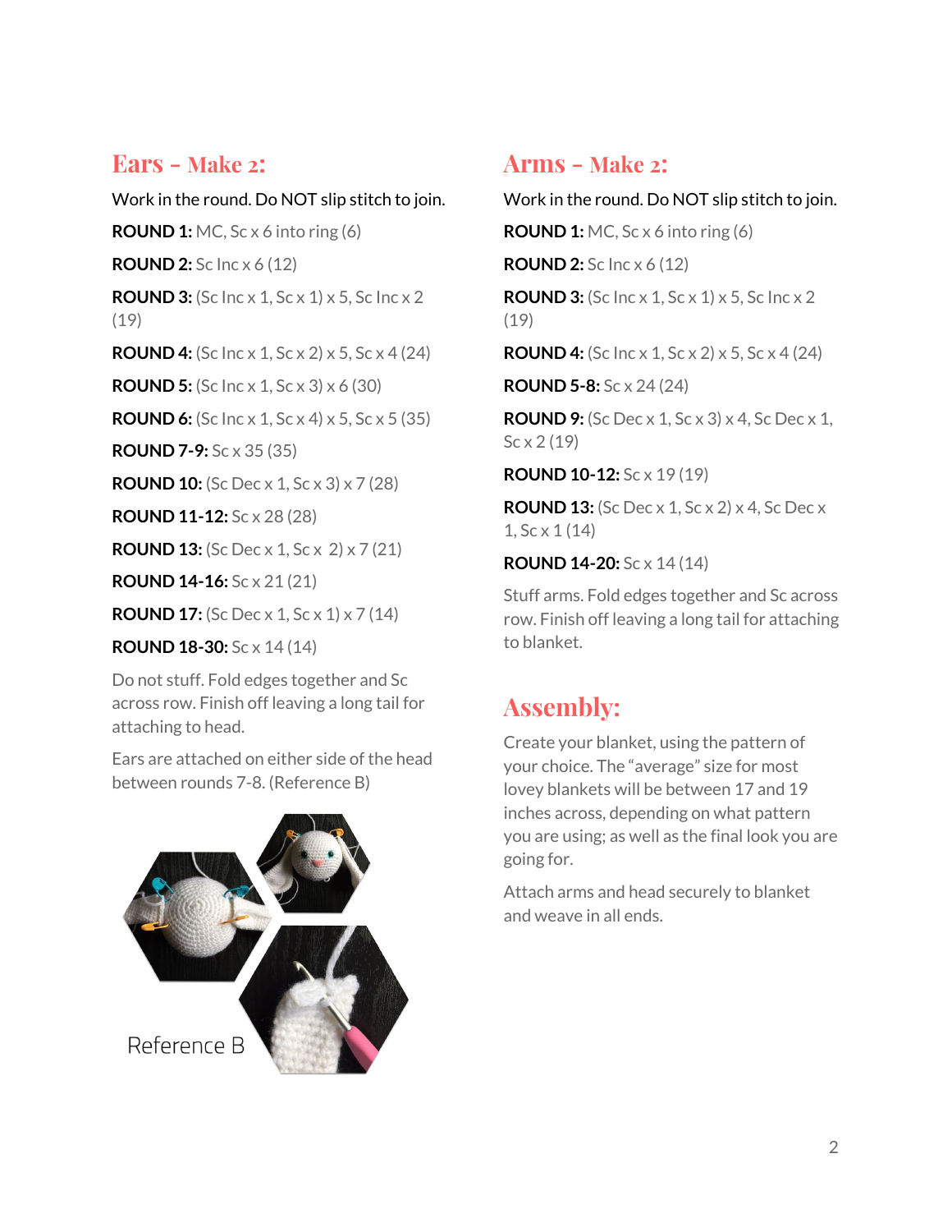## Ears - Make 2:

Work in the round. Do NOT slip stitch to join.

**ROUND 1:** MC, Sc x 6 into ring (6)

**ROUND 2:** Sc Inc x 6 (12)

**ROUND 3:** (Sc Inc x 1, Sc x 1) x 5, Sc Inc x 2 (19)

**ROUND 4:** (Sc Inc x 1, Sc x 2) x 5, Sc x 4 (24)

**ROUND 5:** (Sc Inc x 1, Sc x 3) x 6 (30)

**ROUND 6:** (Sc Inc x 1, Sc x 4) x 5, Sc x 5 (35)

**ROUND 7-9:** Sc x 35 (35)

**ROUND 10:** (Sc Dec x 1, Sc x 3) x 7 (28)

**ROUND 11-12:** Sc x 28 (28)

**ROUND 13:** (Sc Dec x 1, Sc x 2) x 7 (21)

**ROUND 14-16:** Sc x 21 (21)

**ROUND 17:** (Sc Dec x 1, Sc x 1) x 7 (14)

**ROUND 18-30:** Sc x 14 (14)

Do not stuff. Fold edges together and Sc across row. Finish off leaving a long tail for attaching to head.

Ears are attached on either side of the head between rounds 7-8. (Reference B)

Reference B

## Arms - Make 2:

Work in the round. Do NOT slip stitch to join.

**ROUND 1:** MC, Sc x 6 into ring (6)

**ROUND 2:** Sc Inc x 6 (12)

**ROUND 3:** (Sc Inc x 1, Sc x 1) x 5, Sc Inc x 2 (19)

**ROUND 4:** (Sc Inc x 1, Sc x 2) x 5, Sc x 4 (24)

**ROUND 5-8:** Sc x 24 (24)

**ROUND 9:** (Sc Dec x 1, Sc x 3) x 4, Sc Dec x 1, Sc x 2 (19)

**ROUND 10-12:** Sc x 19 (19)

**ROUND 13:** (Sc Dec x 1, Sc x 2) x 4, Sc Dec x 1, Sc x 1 (14)

**ROUND 14-20:** Sc x 14 (14)

Stuff arms. Fold edges together and Sc across row. Finish off leaving a long tail for attaching to blanket.

## Assembly:

Create your blanket, using the pattern of your choice. The "average" size for most lovey blankets will be between 17 and 19 inches across, depending on what pattern you are using; as well as the final look you are going for.

Attach arms and head securely to blanket and weave in all ends.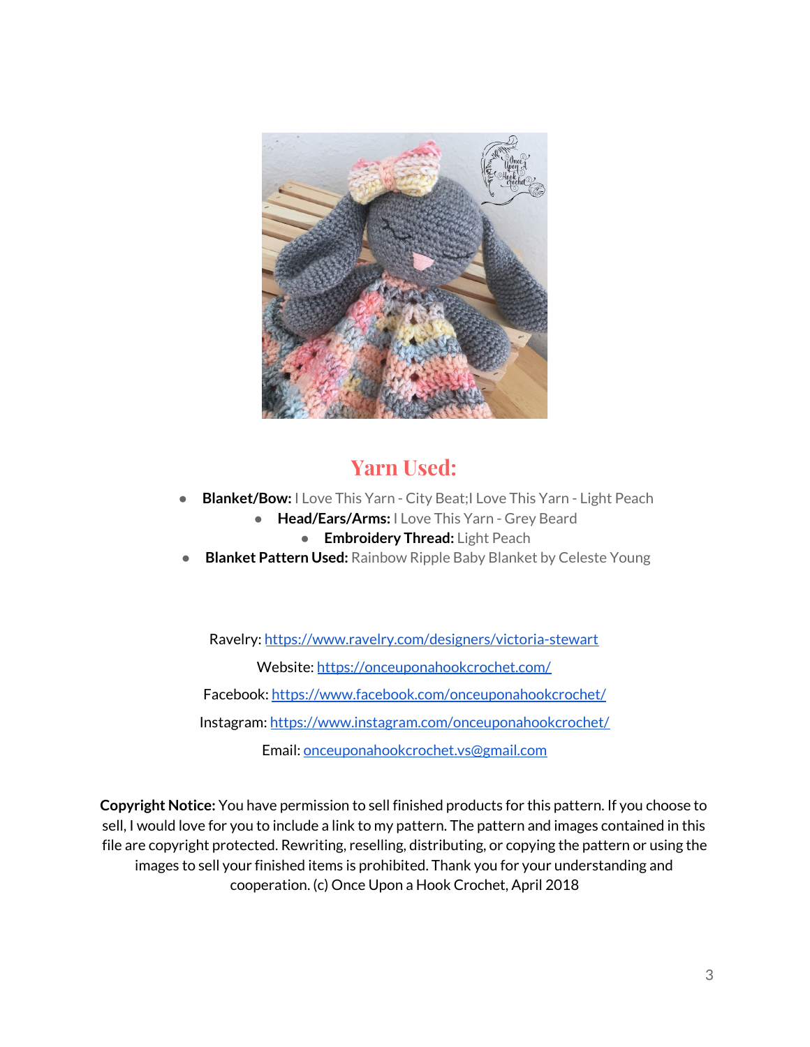## Yarn Used:

- **Blanket/Bow:** I Love This Yarn - City Beat;I Love This Yarn - Light Peach
- **Head/Ears/Arms:** I Love This Yarn - Grey Beard
- **Embroidery Thread:** Light Peach
- **Blanket Pattern Used:** Rainbow Ripple Baby Blanket by Celeste Young

Ravelry: https://www.ravelry.com/designers/victoria-stewart

Website: https://onceuponahookcrochet.com/

Facebook: https://www.facebook.com/onceuponahookcrochet/

Instagram: https://www.instagram.com/onceuponahookcrochet/

Email: onceuponahookcrochet.vs@gmail.com

**Copyright Notice:** You have permission to sell finished products for this pattern. If you choose to sell, I would love for you to include a link to my pattern. The pattern and images contained in this file are copyright protected. Rewriting, reselling, distributing, or copying the pattern or using the images to sell your finished items is prohibited. Thank you for your understanding and cooperation. (c) Once Upon a Hook Crochet, April 2018